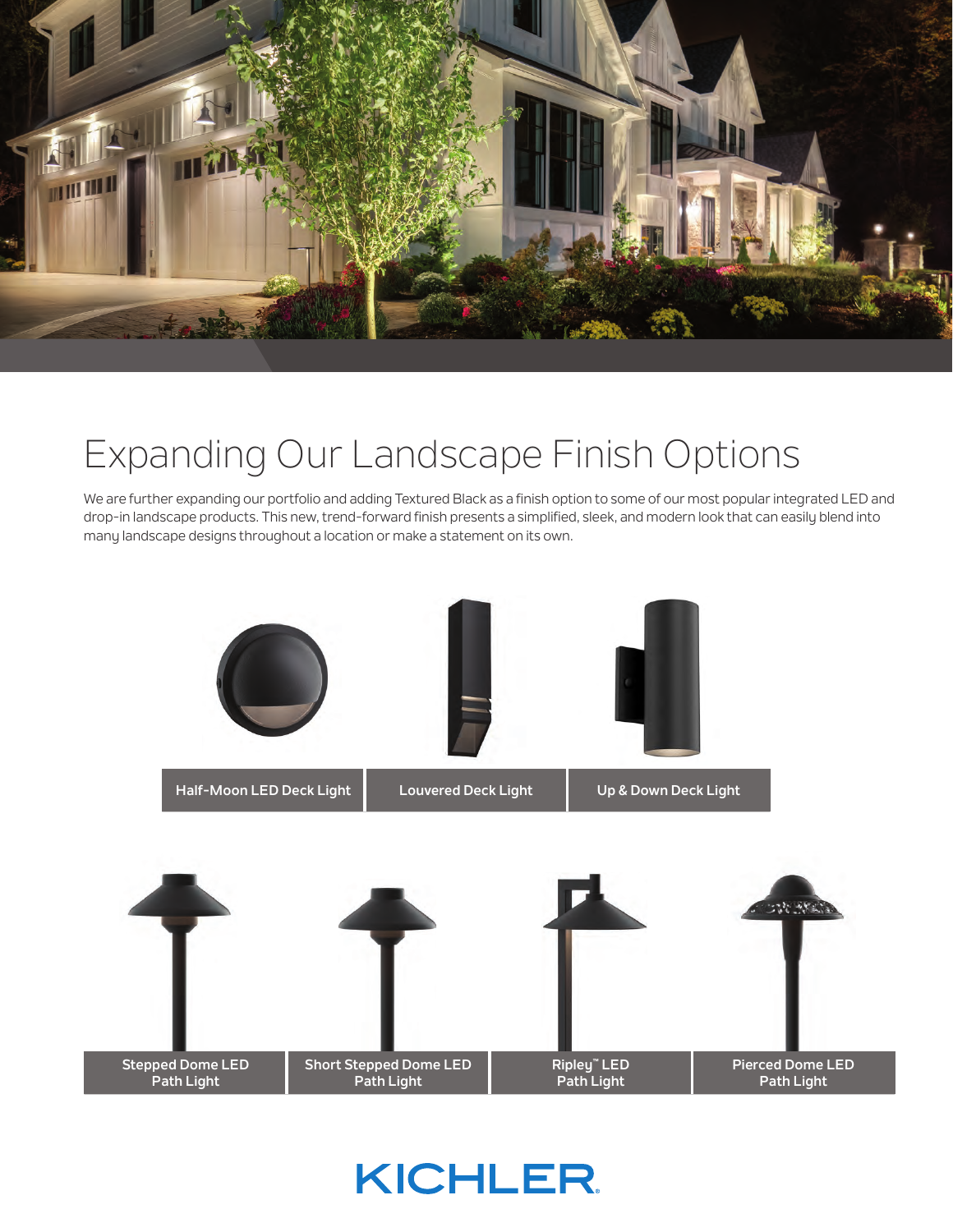# Expanding Our Landscape Finish Options

We are further expanding our portfolio and adding Textured Black as a finish option to some of our most popular integrated LED and drop-in landscape products. This new, trend-forward finish presents a simplified, sleek, and modern look that can easily blend into many landscape designs throughout a location or make a statement on its own.

**Half-Moon LED Deck Light**

**Louvered Deck Light**

**Up & Down Deck Light**

**Stepped Dome LED Path Light**

**Short Stepped Dome LED Path Light**

**Ripley™ LED Path Light**

**Pierced Dome LED Path Light**

KICHLER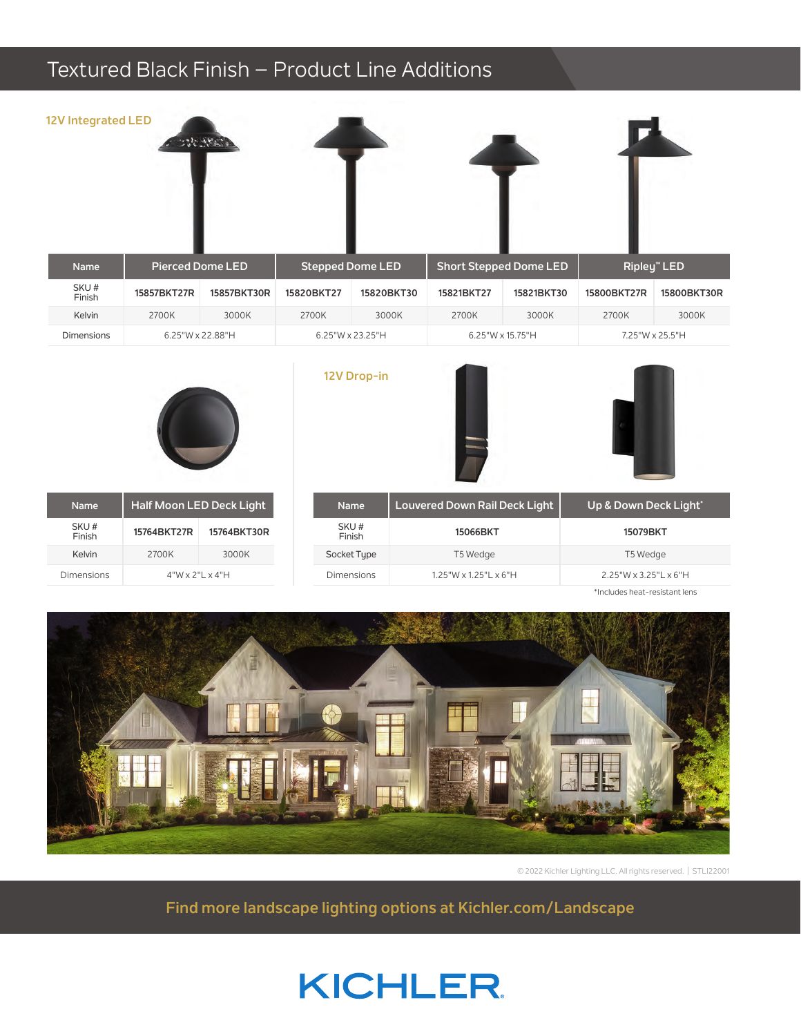# Textured Black Finish – Product Line Additions

## 12V Integrated LED

| Name | Pierced Dome LED | | Stepped Dome LED | | Short Stepped Dome LED | | Ripley™ LED | |
|---|---|---|---|---|---|---|---|---|
| SKU # Finish | 15857BKT27R | 15857BKT30R | 15820BKT27 | 15820BKT30 | 15821BKT27 | 15821BKT30 | 15800BKT27R | 15800BKT30R |
| Kelvin | 2700K | 3000K | 2700K | 3000K | 2700K | 3000K | 2700K | 3000K |
| Dimensions | 6.25"W x 22.88"H | | 6.25"W x 23.25"H | | 6.25"W x 15.75"H | | 7.25"W x 25.5"H | |

| Name | Half Moon LED Deck Light | |
|---|---|---|
| SKU # Finish | 15764BKT27R | 15764BKT30R |
| Kelvin | 2700K | 3000K |
| Dimensions | 4"W x 2"L x 4"H | |

## 12V Drop-in

| Name | Louvered Down Rail Deck Light | Up & Down Deck Light* |
|---|---|---|
| SKU # Finish | 15066BKT | 15079BKT |
| Socket Type | T5 Wedge | T5 Wedge |
| Dimensions | 1.25"W x 1.25"L x 6"H | 2.25"W x 3.25"L x 6"H |

*Includes heat-resistant lens

© 2022 Kichler Lighting LLC. All rights reserved. | STLI22001

**Find more landscape lighting options at Kichler.com/Landscape**

KICHLER